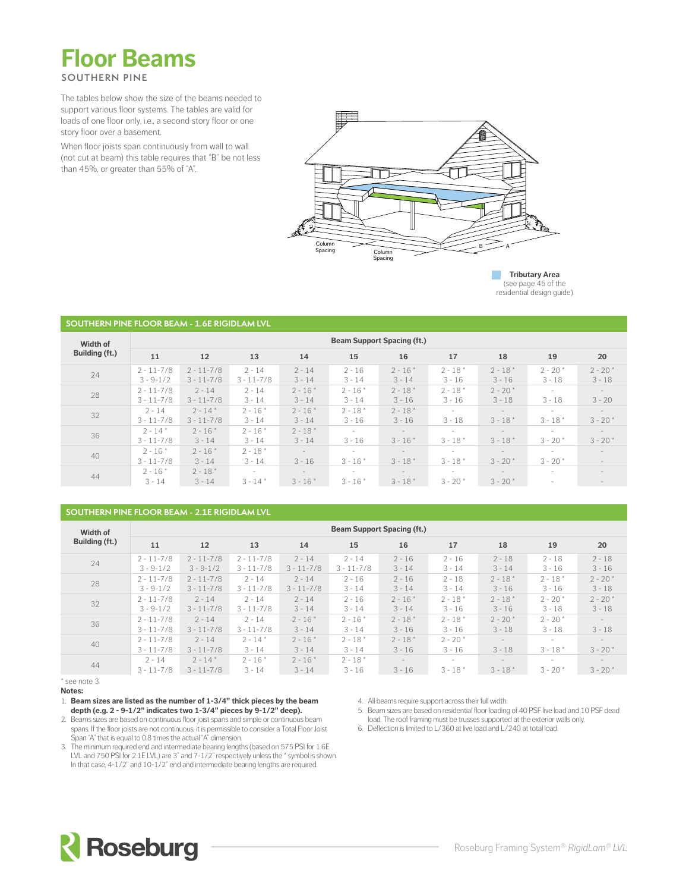# Floor Beams

**SOUTHERN PINE**

The tables below show the size of the beams needed to support various floor systems. The tables are valid for loads of one floor only, i.e., a second story floor or one story floor over a basement.

When floor joists span continuously from wall to wall (not cut at beam) this table requires that "B" be not less than 45%, or greater than 55% of "A".

Column Spacing | Column Spacing | B | A

**Tributary Area** (see page 45 of the residential design guide)

## SOUTHERN PINE FLOOR BEAM - 1.6E RIGIDLAM LVL

| Width of Building (ft.) | Beam Support Spacing (ft.) | | | | | | | | | |
|---|---|---|---|---|---|---|---|---|---|---|
| | 11 | 12 | 13 | 14 | 15 | 16 | 17 | 18 | 19 | 20 |
| 24 | 2 - 11-7/8<br>3 - 9-1/2 | 2 - 11-7/8<br>3 - 11-7/8 | 2 - 14<br>3 - 11-7/8 | 2 - 14<br>3 - 14 | 2 - 16<br>3 - 14 | 2 - 16 *<br>3 - 14 | 2 - 18 *<br>3 - 16 | 2 - 18 *<br>3 - 16 | 2 - 20 *<br>3 - 18 | 2 - 20 *<br>3 - 18 |
| 28 | 2 - 11-7/8<br>3 - 11-7/8 | 2 - 14<br>3 - 11-7/8 | 2 - 14<br>3 - 14 | 2 - 16 *<br>3 - 14 | 2 - 16 *<br>3 - 14 | 2 - 18 *<br>3 - 16 | 2 - 18 *<br>3 - 16 | 2 - 20 *<br>3 - 18 | -<br>3 - 18 | -<br>3 - 20 |
| 32 | 2 - 14<br>3 - 11-7/8 | 2 - 14 *<br>3 - 11-7/8 | 2 - 16 *<br>3 - 14 | 2 - 16 *<br>3 - 14 | 2 - 18 *<br>3 - 16 | 2 - 18 *<br>3 - 16 | -<br>3 - 18 | -<br>3 - 18 * | -<br>3 - 18 * | -<br>3 - 20 * |
| 36 | 2 - 14 *<br>3 - 11-7/8 | 2 - 16 *<br>3 - 14 | 2 - 16 *<br>3 - 14 | 2 - 18 *<br>3 - 14 | -<br>3 - 16 | -<br>3 - 16 * | -<br>3 - 18 * | -<br>3 - 18 * | -<br>3 - 20 * | -<br>3 - 20 * |
| 40 | 2 - 16 *<br>3 - 11-7/8 | 2 - 16 *<br>3 - 14 | 2 - 18 *<br>3 - 14 | -<br>3 - 16 | -<br>3 - 16 * | -<br>3 - 18 * | -<br>3 - 18 * | -<br>3 - 20 * | -<br>3 - 20 * | -<br>- |
| 44 | 2 - 16 *<br>3 - 14 | 2 - 18 *<br>3 - 14 | -<br>3 - 14 * | -<br>3 - 16 * | -<br>3 - 16 * | -<br>3 - 18 * | -<br>3 - 20 * | -<br>3 - 20 * | -<br>- | -<br>- |

## SOUTHERN PINE FLOOR BEAM - 2.1E RIGIDLAM LVL

| Width of Building (ft.) | Beam Support Spacing (ft.) | | | | | | | | | |
|---|---|---|---|---|---|---|---|---|---|---|
| | 11 | 12 | 13 | 14 | 15 | 16 | 17 | 18 | 19 | 20 |
| 24 | 2 - 11-7/8<br>3 - 9-1/2 | 2 - 11-7/8<br>3 - 9-1/2 | 2 - 11-7/8<br>3 - 11-7/8 | 2 - 14<br>3 - 11-7/8 | 2 - 14<br>3 - 11-7/8 | 2 - 16<br>3 - 14 | 2 - 16<br>3 - 14 | 2 - 18<br>3 - 14 | 2 - 18<br>3 - 16 | 2 - 18<br>3 - 16 |
| 28 | 2 - 11-7/8<br>3 - 9-1/2 | 2 - 11-7/8<br>3 - 11-7/8 | 2 - 14<br>3 - 11-7/8 | 2 - 14<br>3 - 11-7/8 | 2 - 16<br>3 - 14 | 2 - 16<br>3 - 14 | 2 - 18<br>3 - 14 | 2 - 18 *<br>3 - 16 | 2 - 18 *<br>3 - 16 | 2 - 20 *<br>3 - 18 |
| 32 | 2 - 11-7/8<br>3 - 9-1/2 | 2 - 14<br>3 - 11-7/8 | 2 - 14<br>3 - 11-7/8 | 2 - 14<br>3 - 14 | 2 - 16<br>3 - 14 | 2 - 16 *<br>3 - 14 | 2 - 18 *<br>3 - 16 | 2 - 18 *<br>3 - 16 | 2 - 20 *<br>3 - 18 | 2 - 20 *<br>3 - 18 |
| 36 | 2 - 11-7/8<br>3 - 11-7/8 | 2 - 14<br>3 - 11-7/8 | 2 - 14<br>3 - 11-7/8 | 2 - 16 *<br>3 - 14 | 2 - 16 *<br>3 - 14 | 2 - 18 *<br>3 - 16 | 2 - 18 *<br>3 - 16 | 2 - 20 *<br>3 - 18 | 2 - 20 *<br>3 - 18 | -<br>3 - 18 |
| 40 | 2 - 11-7/8<br>3 - 11-7/8 | 2 - 14<br>3 - 11-7/8 | 2 - 14 *<br>3 - 14 | 2 - 16 *<br>3 - 14 | 2 - 18 *<br>3 - 14 | 2 - 18 *<br>3 - 16 | 2 - 20 *<br>3 - 16 | -<br>3 - 18 | -<br>3 - 18 * | -<br>3 - 20 * |
| 44 | 2 - 14<br>3 - 11-7/8 | 2 - 14 *<br>3 - 11-7/8 | 2 - 16 *<br>3 - 14 | 2 - 16 *<br>3 - 14 | 2 - 18 *<br>3 - 16 | -<br>3 - 16 | -<br>3 - 18 * | -<br>3 - 18 * | -<br>3 - 20 * | -<br>3 - 20 * |

\* see note 3

**Notes:**

1. **Beam sizes are listed as the number of 1-3/4" thick pieces by the beam depth (e.g. 2 - 9-1/2" indicates two 1-3/4" pieces by 9-1/2" deep).**
2. Beams sizes are based on continuous floor joist spans and simple or continuous beam spans. If the floor joists are not continuous, it is permissible to consider a Total Floor Joist Span "A" that is equal to 0.8 times the actual "A" dimension.
3. The minimum required end and intermediate bearing lengths (based on 575 PSI for 1.6E LVL and 750 PSI for 2.1E LVL) are 3" and 7-1/2" respectively unless the * symbol is shown. In that case, 4-1/2" and 10-1/2" end and intermediate bearing lengths are required.
4. All beams require support across their full width.
5. Beam sizes are based on residential floor loading of 40 PSF live load and 10 PSF dead load. The roof framing must be trusses supported at the exterior walls only.
6. Deflection is limited to L/360 at live load and L/240 at total load.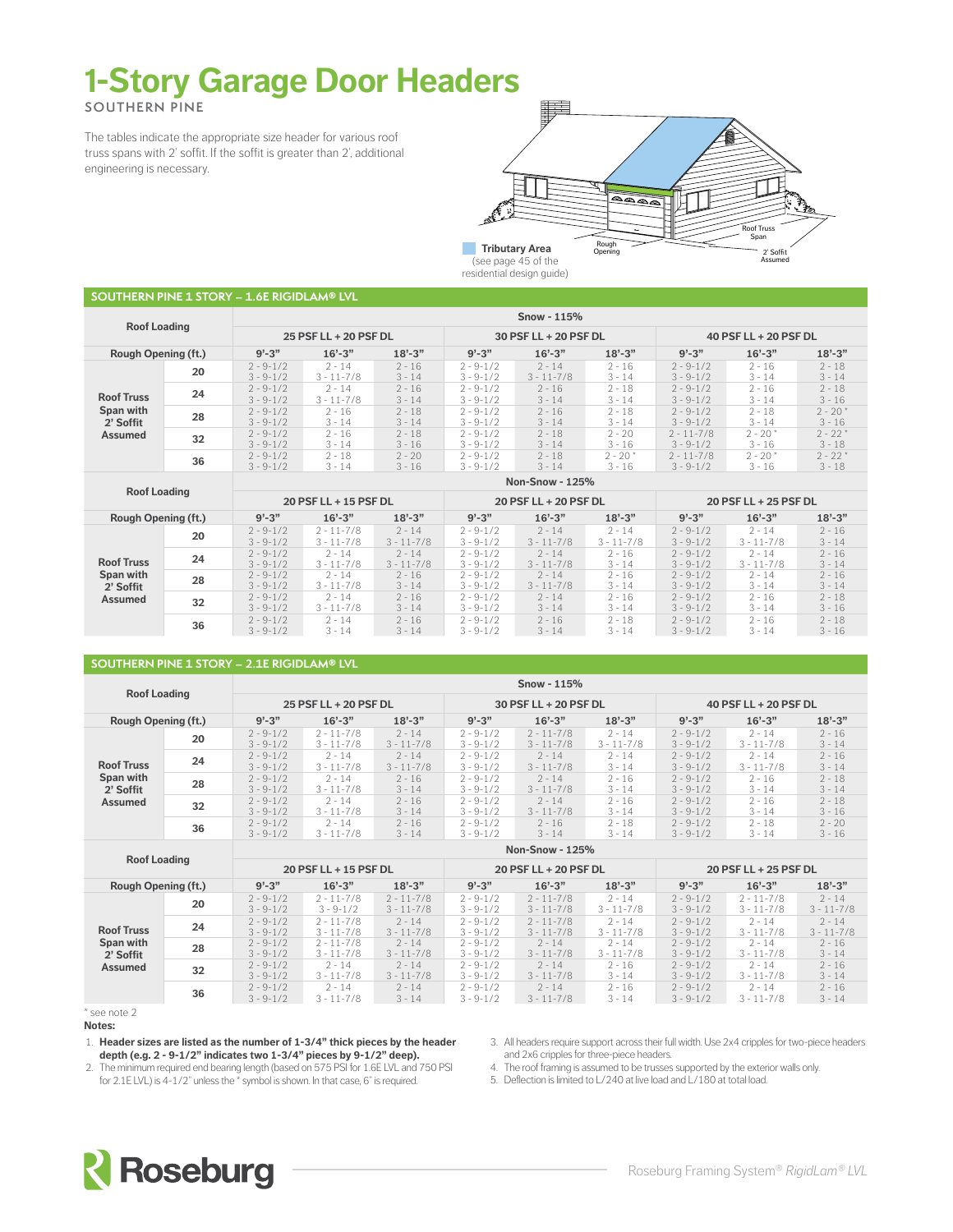# 1-Story Garage Door Headers

**SOUTHERN PINE**

The tables indicate the appropriate size header for various roof truss spans with 2' soffit. If the soffit is greater than 2', additional engineering is necessary.

Tributary Area (see page 45 of the residential design guide)

Roof Truss Span

Rough Opening

2' Soffit Assumed

## SOUTHERN PINE 1 STORY – 1.6E RIGIDLAM® LVL

| Roof Loading | | Snow - 115% | | | | | | | | |
|---|---|---|---|---|---|---|---|---|---|---|
| | | 25 PSF LL + 20 PSF DL | | | 30 PSF LL + 20 PSF DL | | | 40 PSF LL + 20 PSF DL | | |
| Rough Opening (ft.) | | 9'-3" | 16'-3" | 18'-3" | 9'-3" | 16'-3" | 18'-3" | 9'-3" | 16'-3" | 18'-3" |
| Roof Truss Span with 2' Soffit Assumed | 20 | 2 - 9-1/2<br>3 - 9-1/2 | 2 - 14<br>3 - 11-7/8 | 2 - 16<br>3 - 14 | 2 - 9-1/2<br>3 - 9-1/2 | 2 - 14<br>3 - 11-7/8 | 2 - 16<br>3 - 14 | 2 - 9-1/2<br>3 - 9-1/2 | 2 - 16<br>3 - 14 | 2 - 18<br>3 - 14 |
| | 24 | 2 - 9-1/2<br>3 - 9-1/2 | 2 - 14<br>3 - 11-7/8 | 2 - 16<br>3 - 14 | 2 - 9-1/2<br>3 - 9-1/2 | 2 - 16<br>3 - 14 | 2 - 18<br>3 - 14 | 2 - 9-1/2<br>3 - 9-1/2 | 2 - 16<br>3 - 14 | 2 - 18<br>3 - 16 |
| | 28 | 2 - 9-1/2<br>3 - 9-1/2 | 2 - 16<br>3 - 14 | 2 - 18<br>3 - 14 | 2 - 9-1/2<br>3 - 9-1/2 | 2 - 16<br>3 - 14 | 2 - 18<br>3 - 14 | 2 - 9-1/2<br>3 - 9-1/2 | 2 - 18<br>3 - 14 | 2 - 20 *<br>3 - 16 |
| | 32 | 2 - 9-1/2<br>3 - 9-1/2 | 2 - 16<br>3 - 14 | 2 - 18<br>3 - 16 | 2 - 9-1/2<br>3 - 9-1/2 | 2 - 18<br>3 - 14 | 2 - 20<br>3 - 16 | 2 - 11-7/8<br>3 - 9-1/2 | 2 - 20 *<br>3 - 16 | 2 - 22 *<br>3 - 18 |
| | 36 | 2 - 9-1/2<br>3 - 9-1/2 | 2 - 18<br>3 - 14 | 2 - 20<br>3 - 16 | 2 - 9-1/2<br>3 - 9-1/2 | 2 - 18<br>3 - 14 | 2 - 20 *<br>3 - 16 | 2 - 11-7/8<br>3 - 9-1/2 | 2 - 20 *<br>3 - 16 | 2 - 22 *<br>3 - 18 |
| Roof Loading | | Non-Snow - 125% | | | | | | | | |
| | | 20 PSF LL + 15 PSF DL | | | 20 PSF LL + 20 PSF DL | | | 20 PSF LL + 25 PSF DL | | |
| Rough Opening (ft.) | | 9'-3" | 16'-3" | 18'-3" | 9'-3" | 16'-3" | 18'-3" | 9'-3" | 16'-3" | 18'-3" |
| Roof Truss Span with 2' Soffit Assumed | 20 | 2 - 9-1/2<br>3 - 9-1/2 | 2 - 11-7/8<br>3 - 11-7/8 | 2 - 14<br>3 - 11-7/8 | 2 - 9-1/2<br>3 - 9-1/2 | 2 - 14<br>3 - 11-7/8 | 2 - 14<br>3 - 11-7/8 | 2 - 9-1/2<br>3 - 9-1/2 | 2 - 14<br>3 - 11-7/8 | 2 - 16<br>3 - 14 |
| | 24 | 2 - 9-1/2<br>3 - 9-1/2 | 2 - 14<br>3 - 11-7/8 | 2 - 14<br>3 - 11-7/8 | 2 - 9-1/2<br>3 - 9-1/2 | 2 - 14<br>3 - 11-7/8 | 2 - 16<br>3 - 14 | 2 - 9-1/2<br>3 - 9-1/2 | 2 - 14<br>3 - 11-7/8 | 2 - 16<br>3 - 14 |
| | 28 | 2 - 9-1/2<br>3 - 9-1/2 | 2 - 14<br>3 - 11-7/8 | 2 - 16<br>3 - 14 | 2 - 9-1/2<br>3 - 9-1/2 | 2 - 14<br>3 - 11-7/8 | 2 - 16<br>3 - 14 | 2 - 9-1/2<br>3 - 9-1/2 | 2 - 14<br>3 - 14 | 2 - 16<br>3 - 14 |
| | 32 | 2 - 9-1/2<br>3 - 9-1/2 | 2 - 14<br>3 - 11-7/8 | 2 - 16<br>3 - 14 | 2 - 9-1/2<br>3 - 9-1/2 | 2 - 14<br>3 - 14 | 2 - 16<br>3 - 14 | 2 - 9-1/2<br>3 - 9-1/2 | 2 - 16<br>3 - 14 | 2 - 18<br>3 - 16 |
| | 36 | 2 - 9-1/2<br>3 - 9-1/2 | 2 - 14<br>3 - 14 | 2 - 16<br>3 - 14 | 2 - 9-1/2<br>3 - 9-1/2 | 2 - 16<br>3 - 14 | 2 - 18<br>3 - 14 | 2 - 9-1/2<br>3 - 9-1/2 | 2 - 16<br>3 - 14 | 2 - 18<br>3 - 16 |

## SOUTHERN PINE 1 STORY – 2.1E RIGIDLAM® LVL

| Roof Loading | | Snow - 115% | | | | | | | | |
|---|---|---|---|---|---|---|---|---|---|---|
| | | 25 PSF LL + 20 PSF DL | | | 30 PSF LL + 20 PSF DL | | | 40 PSF LL + 20 PSF DL | | |
| Rough Opening (ft.) | | 9'-3" | 16'-3" | 18'-3" | 9'-3" | 16'-3" | 18'-3" | 9'-3" | 16'-3" | 18'-3" |
| Roof Truss Span with 2' Soffit Assumed | 20 | 2 - 9-1/2<br>3 - 9-1/2 | 2 - 11-7/8<br>3 - 11-7/8 | 2 - 14<br>3 - 11-7/8 | 2 - 9-1/2<br>3 - 9-1/2 | 2 - 11-7/8<br>3 - 11-7/8 | 2 - 14<br>3 - 11-7/8 | 2 - 9-1/2<br>3 - 9-1/2 | 2 - 14<br>3 - 11-7/8 | 2 - 16<br>3 - 14 |
| | 24 | 2 - 9-1/2<br>3 - 9-1/2 | 2 - 14<br>3 - 11-7/8 | 2 - 14<br>3 - 11-7/8 | 2 - 9-1/2<br>3 - 9-1/2 | 2 - 14<br>3 - 11-7/8 | 2 - 14<br>3 - 14 | 2 - 9-1/2<br>3 - 9-1/2 | 2 - 14<br>3 - 11-7/8 | 2 - 16<br>3 - 14 |
| | 28 | 2 - 9-1/2<br>3 - 9-1/2 | 2 - 14<br>3 - 11-7/8 | 2 - 16<br>3 - 14 | 2 - 9-1/2<br>3 - 9-1/2 | 2 - 14<br>3 - 11-7/8 | 2 - 16<br>3 - 14 | 2 - 9-1/2<br>3 - 9-1/2 | 2 - 16<br>3 - 14 | 2 - 18<br>3 - 14 |
| | 32 | 2 - 9-1/2<br>3 - 9-1/2 | 2 - 14<br>3 - 11-7/8 | 2 - 16<br>3 - 14 | 2 - 9-1/2<br>3 - 9-1/2 | 2 - 14<br>3 - 11-7/8 | 2 - 16<br>3 - 14 | 2 - 9-1/2<br>3 - 9-1/2 | 2 - 16<br>3 - 14 | 2 - 18<br>3 - 16 |
| | 36 | 2 - 9-1/2<br>3 - 9-1/2 | 2 - 14<br>3 - 11-7/8 | 2 - 16<br>3 - 14 | 2 - 9-1/2<br>3 - 9-1/2 | 2 - 16<br>3 - 14 | 2 - 18<br>3 - 14 | 2 - 9-1/2<br>3 - 9-1/2 | 2 - 18<br>3 - 14 | 2 - 20<br>3 - 16 |
| Roof Loading | | Non-Snow - 125% | | | | | | | | |
| | | 20 PSF LL + 15 PSF DL | | | 20 PSF LL + 20 PSF DL | | | 20 PSF LL + 25 PSF DL | | |
| Rough Opening (ft.) | | 9'-3" | 16'-3" | 18'-3" | 9'-3" | 16'-3" | 18'-3" | 9'-3" | 16'-3" | 18'-3" |
| Roof Truss Span with 2' Soffit Assumed | 20 | 2 - 9-1/2<br>3 - 9-1/2 | 2 - 11-7/8<br>3 - 9-1/2 | 2 - 11-7/8<br>3 - 11-7/8 | 2 - 9-1/2<br>3 - 9-1/2 | 2 - 11-7/8<br>3 - 11-7/8 | 2 - 14<br>3 - 11-7/8 | 2 - 9-1/2<br>3 - 9-1/2 | 2 - 11-7/8<br>3 - 11-7/8 | 2 - 14<br>3 - 11-7/8 |
| | 24 | 2 - 9-1/2<br>3 - 9-1/2 | 2 - 11-7/8<br>3 - 11-7/8 | 2 - 14<br>3 - 11-7/8 | 2 - 9-1/2<br>3 - 9-1/2 | 2 - 11-7/8<br>3 - 11-7/8 | 2 - 14<br>3 - 11-7/8 | 2 - 9-1/2<br>3 - 9-1/2 | 2 - 14<br>3 - 11-7/8 | 2 - 14<br>3 - 11-7/8 |
| | 28 | 2 - 9-1/2<br>3 - 9-1/2 | 2 - 11-7/8<br>3 - 11-7/8 | 2 - 14<br>3 - 11-7/8 | 2 - 9-1/2<br>3 - 9-1/2 | 2 - 14<br>3 - 11-7/8 | 2 - 14<br>3 - 11-7/8 | 2 - 9-1/2<br>3 - 9-1/2 | 2 - 14<br>3 - 11-7/8 | 2 - 16<br>3 - 14 |
| | 32 | 2 - 9-1/2<br>3 - 9-1/2 | 2 - 14<br>3 - 11-7/8 | 2 - 14<br>3 - 11-7/8 | 2 - 9-1/2<br>3 - 9-1/2 | 2 - 14<br>3 - 11-7/8 | 2 - 16<br>3 - 14 | 2 - 9-1/2<br>3 - 9-1/2 | 2 - 14<br>3 - 11-7/8 | 2 - 16<br>3 - 14 |
| | 36 | 2 - 9-1/2<br>3 - 9-1/2 | 2 - 14<br>3 - 11-7/8 | 2 - 14<br>3 - 14 | 2 - 9-1/2<br>3 - 9-1/2 | 2 - 14<br>3 - 11-7/8 | 2 - 16<br>3 - 14 | 2 - 9-1/2<br>3 - 9-1/2 | 2 - 14<br>3 - 11-7/8 | 2 - 16<br>3 - 14 |

\* see note 2

**Notes:**

1. **Header sizes are listed as the number of 1-3/4" thick pieces by the header depth (e.g. 2 - 9-1/2" indicates two 1-3/4" pieces by 9-1/2" deep).**
2. The minimum required end bearing length (based on 575 PSI for 1.6E LVL and 750 PSI for 2.1E LVL) is 4-1/2" unless the * symbol is shown. In that case, 6" is required.
3. All headers require support across their full width. Use 2x4 cripples for two-piece headers and 2x6 cripples for three-piece headers.
4. The roof framing is assumed to be trusses supported by the exterior walls only.
5. Deflection is limited to L/240 at live load and L/180 at total load.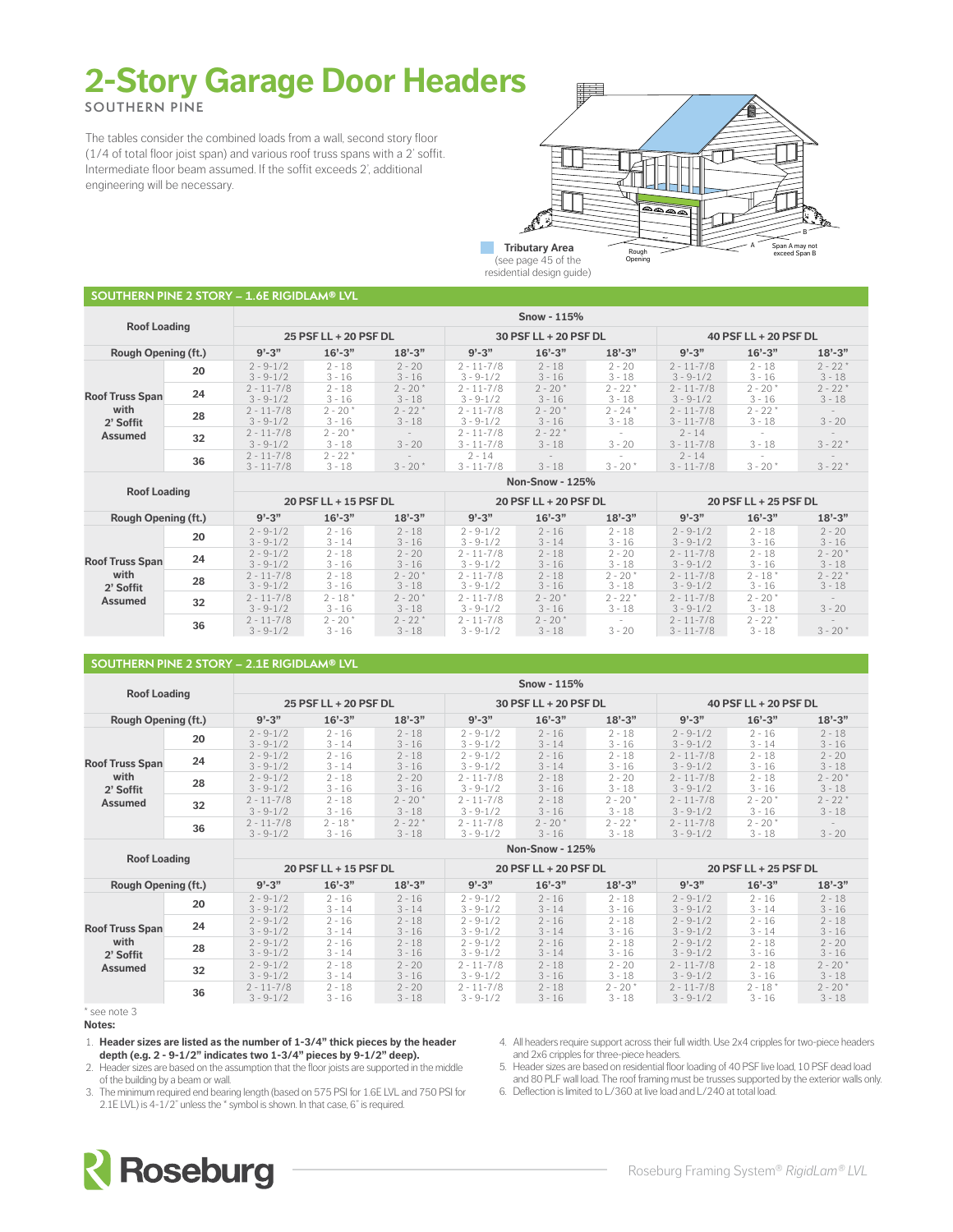# 2-Story Garage Door Headers

**SOUTHERN PINE**

The tables consider the combined loads from a wall, second story floor (1/4 of total floor joist span) and various roof truss spans with a 2' soffit. Intermediate floor beam assumed. If the soffit exceeds 2', additional engineering will be necessary.

**Tributary Area** (see page 45 of the residential design guide)

Rough Opening — A — B — Span A may not exceed Span B

## SOUTHERN PINE 2 STORY – 1.6E RIGIDLAM® LVL

| Roof Loading | Snow - 115% | | | | | | | | |
|---|---|---|---|---|---|---|---|---|---|
| | 25 PSF LL + 20 PSF DL | | | 30 PSF LL + 20 PSF DL | | | 40 PSF LL + 20 PSF DL | | |
| Rough Opening (ft.) | 9'-3" | 16'-3" | 18'-3" | 9'-3" | 16'-3" | 18'-3" | 9'-3" | 16'-3" | 18'-3" |
| Roof Truss Span with 2' Soffit Assumed: 20 | 2 - 9-1/2<br>3 - 9-1/2 | 2 - 18<br>3 - 16 | 2 - 20<br>3 - 16 | 2 - 11-7/8<br>3 - 9-1/2 | 2 - 18<br>3 - 16 | 2 - 20<br>3 - 18 | 2 - 11-7/8<br>3 - 9-1/2 | 2 - 18<br>3 - 16 | 2 - 22 *<br>3 - 18 |
| 24 | 2 - 11-7/8<br>3 - 9-1/2 | 2 - 18<br>3 - 16 | 2 - 20 *<br>3 - 18 | 2 - 11-7/8<br>3 - 9-1/2 | 2 - 20 *<br>3 - 16 | 2 - 22 *<br>3 - 18 | 2 - 11-7/8<br>3 - 9-1/2 | 2 - 20 *<br>3 - 16 | 2 - 22 *<br>3 - 18 |
| 28 | 2 - 11-7/8<br>3 - 9-1/2 | 2 - 20 *<br>3 - 16 | 2 - 22 *<br>3 - 18 | 2 - 11-7/8<br>3 - 9-1/2 | 2 - 20 *<br>3 - 16 | 2 - 24 *<br>3 - 18 | 2 - 11-7/8<br>3 - 11-7/8 | 2 - 22 *<br>3 - 18 | -<br>3 - 20 |
| 32 | 2 - 11-7/8<br>3 - 9-1/2 | 2 - 20 *<br>3 - 18 | -<br>3 - 20 | 2 - 11-7/8<br>3 - 11-7/8 | 2 - 22 *<br>3 - 18 | -<br>3 - 20 | 2 - 14<br>3 - 11-7/8 | -<br>3 - 18 | -<br>3 - 22 * |
| 36 | 2 - 11-7/8<br>3 - 11-7/8 | 2 - 22 *<br>3 - 18 | -<br>3 - 20 * | 2 - 14<br>3 - 11-7/8 | -<br>3 - 18 | -<br>3 - 20 * | 2 - 14<br>3 - 11-7/8 | -<br>3 - 20 * | -<br>3 - 22 * |
| **Roof Loading** | **Non-Snow - 125%** | | | | | | | | |
| | 20 PSF LL + 15 PSF DL | | | 20 PSF LL + 20 PSF DL | | | 20 PSF LL + 25 PSF DL | | |
| Rough Opening (ft.) | 9'-3" | 16'-3" | 18'-3" | 9'-3" | 16'-3" | 18'-3" | 9'-3" | 16'-3" | 18'-3" |
| Roof Truss Span with 2' Soffit Assumed: 20 | 2 - 9-1/2<br>3 - 9-1/2 | 2 - 16<br>3 - 14 | 2 - 18<br>3 - 16 | 2 - 9-1/2<br>3 - 9-1/2 | 2 - 16<br>3 - 14 | 2 - 18<br>3 - 16 | 2 - 9-1/2<br>3 - 9-1/2 | 2 - 18<br>3 - 16 | 2 - 20<br>3 - 16 |
| 24 | 2 - 9-1/2<br>3 - 9-1/2 | 2 - 18<br>3 - 16 | 2 - 20<br>3 - 16 | 2 - 11-7/8<br>3 - 9-1/2 | 2 - 18<br>3 - 16 | 2 - 20<br>3 - 18 | 2 - 9-1/2<br>3 - 9-1/2 | 2 - 18<br>3 - 16 | 2 - 20 *<br>3 - 18 |
| 28 | 2 - 11-7/8<br>3 - 9-1/2 | 2 - 18<br>3 - 16 | 2 - 20 *<br>3 - 18 | 2 - 11-7/8<br>3 - 9-1/2 | 2 - 18<br>3 - 16 | 2 - 20 *<br>3 - 18 | 2 - 11-7/8<br>3 - 9-1/2 | 2 - 18 *<br>3 - 16 | 2 - 22 *<br>3 - 18 |
| 32 | 2 - 11-7/8<br>3 - 9-1/2 | 2 - 18 *<br>3 - 16 | 2 - 20 *<br>3 - 18 | 2 - 11-7/8<br>3 - 9-1/2 | 2 - 20 *<br>3 - 16 | 2 - 22 *<br>3 - 18 | 2 - 11-7/8<br>3 - 9-1/2 | 2 - 20 *<br>3 - 18 | -<br>3 - 20 |
| 36 | 2 - 11-7/8<br>3 - 9-1/2 | 2 - 20 *<br>3 - 16 | 2 - 22 *<br>3 - 18 | 2 - 11-7/8<br>3 - 9-1/2 | 2 - 20 *<br>3 - 18 | -<br>3 - 20 | 2 - 11-7/8<br>3 - 11-7/8 | 2 - 22 *<br>3 - 18 | -<br>3 - 20 * |

## SOUTHERN PINE 2 STORY – 2.1E RIGIDLAM® LVL

| Roof Loading | Snow - 115% | | | | | | | | |
|---|---|---|---|---|---|---|---|---|---|
| | 25 PSF LL + 20 PSF DL | | | 30 PSF LL + 20 PSF DL | | | 40 PSF LL + 20 PSF DL | | |
| Rough Opening (ft.) | 9'-3" | 16'-3" | 18'-3" | 9'-3" | 16'-3" | 18'-3" | 9'-3" | 16'-3" | 18'-3" |
| Roof Truss Span with 2' Soffit Assumed: 20 | 2 - 9-1/2<br>3 - 9-1/2 | 2 - 16<br>3 - 14 | 2 - 18<br>3 - 16 | 2 - 9-1/2<br>3 - 9-1/2 | 2 - 16<br>3 - 14 | 2 - 18<br>3 - 16 | 2 - 9-1/2<br>3 - 9-1/2 | 2 - 16<br>3 - 14 | 2 - 18<br>3 - 16 |
| 24 | 2 - 9-1/2<br>3 - 9-1/2 | 2 - 16<br>3 - 14 | 2 - 18<br>3 - 16 | 2 - 9-1/2<br>3 - 9-1/2 | 2 - 16<br>3 - 14 | 2 - 18<br>3 - 16 | 2 - 11-7/8<br>3 - 9-1/2 | 2 - 18<br>3 - 16 | 2 - 20<br>3 - 16 |
| 28 | 2 - 9-1/2<br>3 - 9-1/2 | 2 - 18<br>3 - 16 | 2 - 20<br>3 - 16 | 2 - 11-7/8<br>3 - 9-1/2 | 2 - 18<br>3 - 16 | 2 - 20<br>3 - 18 | 2 - 11-7/8<br>3 - 9-1/2 | 2 - 18<br>3 - 16 | 2 - 20 *<br>3 - 18 |
| 32 | 2 - 11-7/8<br>3 - 9-1/2 | 2 - 18<br>3 - 16 | 2 - 20 *<br>3 - 18 | 2 - 11-7/8<br>3 - 9-1/2 | 2 - 18<br>3 - 16 | 2 - 20 *<br>3 - 18 | 2 - 11-7/8<br>3 - 9-1/2 | 2 - 20 *<br>3 - 16 | 2 - 22 *<br>3 - 18 |
| 36 | 2 - 11-7/8<br>3 - 9-1/2 | 2 - 18 *<br>3 - 16 | 2 - 22 *<br>3 - 18 | 2 - 11-7/8<br>3 - 9-1/2 | 2 - 20 *<br>3 - 16 | 2 - 22 *<br>3 - 18 | 2 - 11-7/8<br>3 - 9-1/2 | 2 - 20 *<br>3 - 18 | -<br>3 - 20 |
| **Roof Loading** | **Non-Snow - 125%** | | | | | | | | |
| | 20 PSF LL + 15 PSF DL | | | 20 PSF LL + 20 PSF DL | | | 20 PSF LL + 25 PSF DL | | |
| Rough Opening (ft.) | 9'-3" | 16'-3" | 18'-3" | 9'-3" | 16'-3" | 18'-3" | 9'-3" | 16'-3" | 18'-3" |
| Roof Truss Span with 2' Soffit Assumed: 20 | 2 - 9-1/2<br>3 - 9-1/2 | 2 - 16<br>3 - 14 | 2 - 16<br>3 - 14 | 2 - 9-1/2<br>3 - 9-1/2 | 2 - 16<br>3 - 14 | 2 - 18<br>3 - 16 | 2 - 9-1/2<br>3 - 9-1/2 | 2 - 16<br>3 - 14 | 2 - 18<br>3 - 16 |
| 24 | 2 - 9-1/2<br>3 - 9-1/2 | 2 - 16<br>3 - 14 | 2 - 18<br>3 - 16 | 2 - 9-1/2<br>3 - 9-1/2 | 2 - 16<br>3 - 14 | 2 - 18<br>3 - 16 | 2 - 9-1/2<br>3 - 9-1/2 | 2 - 16<br>3 - 14 | 2 - 18<br>3 - 16 |
| 28 | 2 - 9-1/2<br>3 - 9-1/2 | 2 - 16<br>3 - 14 | 2 - 18<br>3 - 16 | 2 - 9-1/2<br>3 - 9-1/2 | 2 - 16<br>3 - 14 | 2 - 18<br>3 - 16 | 2 - 9-1/2<br>3 - 9-1/2 | 2 - 18<br>3 - 16 | 2 - 20<br>3 - 16 |
| 32 | 2 - 9-1/2<br>3 - 9-1/2 | 2 - 18<br>3 - 14 | 2 - 20<br>3 - 16 | 2 - 11-7/8<br>3 - 9-1/2 | 2 - 18<br>3 - 16 | 2 - 20<br>3 - 18 | 2 - 11-7/8<br>3 - 9-1/2 | 2 - 18<br>3 - 16 | 2 - 20 *<br>3 - 18 |
| 36 | 2 - 11-7/8<br>3 - 9-1/2 | 2 - 18<br>3 - 16 | 2 - 20<br>3 - 18 | 2 - 11-7/8<br>3 - 9-1/2 | 2 - 18<br>3 - 16 | 2 - 20 *<br>3 - 18 | 2 - 11-7/8<br>3 - 9-1/2 | 2 - 18 *<br>3 - 16 | 2 - 20 *<br>3 - 18 |

* see note 3

**Notes:**

1. **Header sizes are listed as the number of 1-3/4" thick pieces by the header depth (e.g. 2 - 9-1/2" indicates two 1-3/4" pieces by 9-1/2" deep).**
2. Header sizes are based on the assumption that the floor joists are supported in the middle of the building by a beam or wall.
3. The minimum required end bearing length (based on 575 PSI for 1.6E LVL and 750 PSI for 2.1E LVL) is 4-1/2" unless the * symbol is shown. In that case, 6" is required.
4. All headers require support across their full width. Use 2x4 cripples for two-piece headers and 2x6 cripples for three-piece headers.
5. Header sizes are based on residential floor loading of 40 PSF live load, 10 PSF dead load and 80 PLF wall load. The roof framing must be trusses supported by the exterior walls only.
6. Deflection is limited to L/360 at live load and L/240 at total load.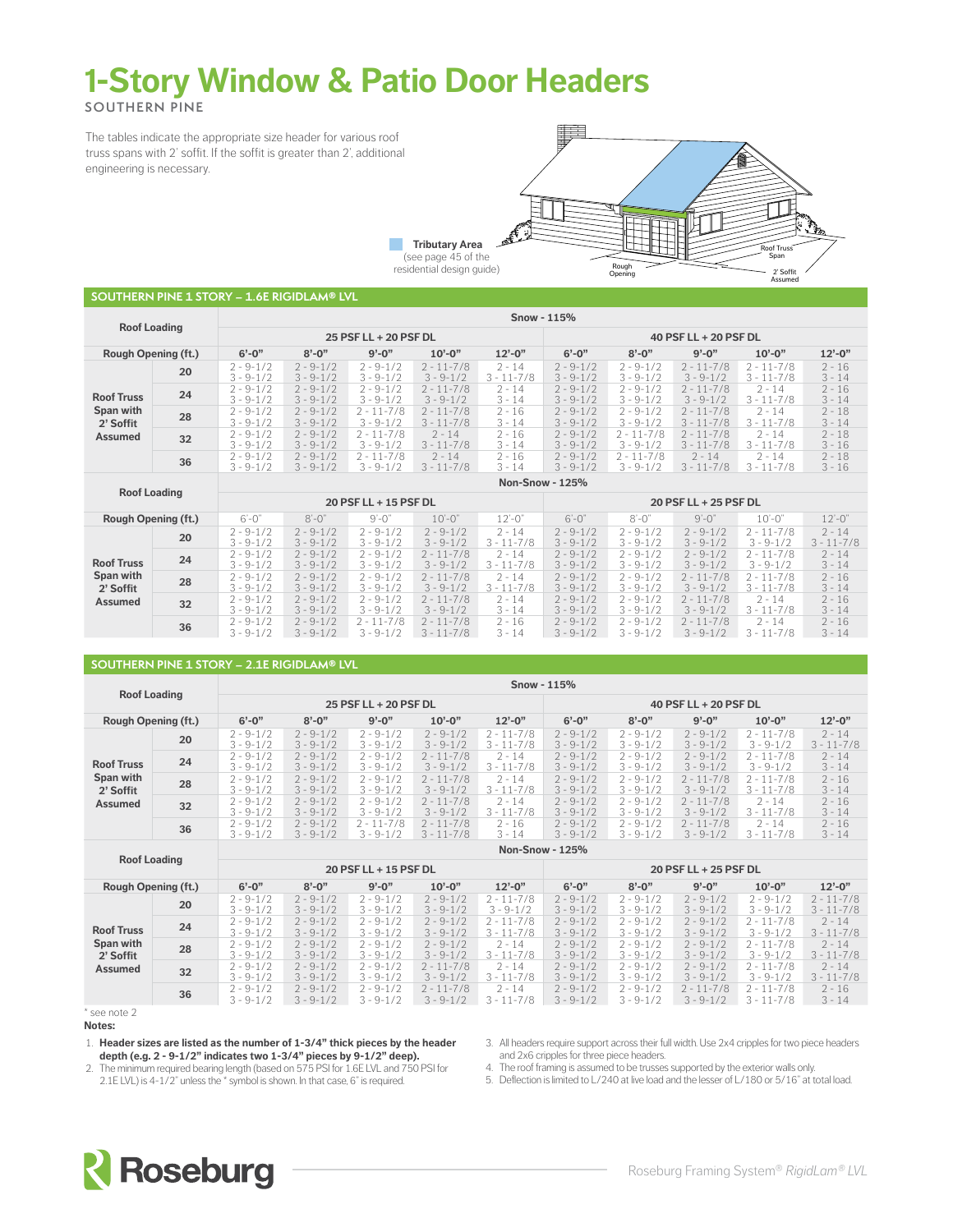# 1-Story Window & Patio Door Headers

**SOUTHERN PINE**

The tables indicate the appropriate size header for various roof truss spans with 2' soffit. If the soffit is greater than 2', additional engineering is necessary.

**Tributary Area** (see page 45 of the residential design guide)

Roof Truss Span

Rough Opening

2' Soffit Assumed

## SOUTHERN PINE 1 STORY – 1.6E RIGIDLAM® LVL

| Roof Loading | | Snow - 115% | | | | | | | | | |
|---|---|---|---|---|---|---|---|---|---|---|---|
| | | 25 PSF LL + 20 PSF DL | | | | | 40 PSF LL + 20 PSF DL | | | | |
| Rough Opening (ft.) | | 6'-0" | 8'-0" | 9'-0" | 10'-0" | 12'-0" | 6'-0" | 8'-0" | 9'-0" | 10'-0" | 12'-0" |
| Roof Truss Span with 2' Soffit Assumed | 20 | 2 - 9-1/2<br>3 - 9-1/2 | 2 - 9-1/2<br>3 - 9-1/2 | 2 - 9-1/2<br>3 - 9-1/2 | 2 - 11-7/8<br>3 - 9-1/2 | 2 - 14<br>3 - 11-7/8 | 2 - 9-1/2<br>3 - 9-1/2 | 2 - 9-1/2<br>3 - 9-1/2 | 2 - 11-7/8<br>3 - 9-1/2 | 2 - 11-7/8<br>3 - 11-7/8 | 2 - 16<br>3 - 14 |
| | 24 | 2 - 9-1/2<br>3 - 9-1/2 | 2 - 9-1/2<br>3 - 9-1/2 | 2 - 9-1/2<br>3 - 9-1/2 | 2 - 11-7/8<br>3 - 9-1/2 | 2 - 14<br>3 - 14 | 2 - 9-1/2<br>3 - 9-1/2 | 2 - 9-1/2<br>3 - 9-1/2 | 2 - 11-7/8<br>3 - 9-1/2 | 2 - 14<br>3 - 11-7/8 | 2 - 16<br>3 - 14 |
| | 28 | 2 - 9-1/2<br>3 - 9-1/2 | 2 - 9-1/2<br>3 - 9-1/2 | 2 - 11-7/8<br>3 - 9-1/2 | 2 - 11-7/8<br>3 - 11-7/8 | 2 - 16<br>3 - 14 | 2 - 9-1/2<br>3 - 9-1/2 | 2 - 9-1/2<br>3 - 9-1/2 | 2 - 11-7/8<br>3 - 11-7/8 | 2 - 14<br>3 - 11-7/8 | 2 - 18<br>3 - 14 |
| | 32 | 2 - 9-1/2<br>3 - 9-1/2 | 2 - 9-1/2<br>3 - 9-1/2 | 2 - 11-7/8<br>3 - 9-1/2 | 2 - 14<br>3 - 11-7/8 | 2 - 16<br>3 - 14 | 2 - 9-1/2<br>3 - 9-1/2 | 2 - 11-7/8<br>3 - 9-1/2 | 2 - 11-7/8<br>3 - 11-7/8 | 2 - 14<br>3 - 11-7/8 | 2 - 18<br>3 - 16 |
| | 36 | 2 - 9-1/2<br>3 - 9-1/2 | 2 - 9-1/2<br>3 - 9-1/2 | 2 - 11-7/8<br>3 - 9-1/2 | 2 - 14<br>3 - 11-7/8 | 2 - 16<br>3 - 14 | 2 - 9-1/2<br>3 - 9-1/2 | 2 - 11-7/8<br>3 - 9-1/2 | 2 - 14<br>3 - 11-7/8 | 2 - 14<br>3 - 11-7/8 | 2 - 18<br>3 - 16 |
| Roof Loading | | Non-Snow - 125% | | | | | | | | | |
| | | 20 PSF LL + 15 PSF DL | | | | | 20 PSF LL + 25 PSF DL | | | | |
| Rough Opening (ft.) | | 6'-0" | 8'-0" | 9'-0" | 10'-0" | 12'-0" | 6'-0" | 8'-0" | 9'-0" | 10'-0" | 12'-0" |
| Roof Truss Span with 2' Soffit Assumed | 20 | 2 - 9-1/2<br>3 - 9-1/2 | 2 - 9-1/2<br>3 - 9-1/2 | 2 - 9-1/2<br>3 - 9-1/2 | 2 - 9-1/2<br>3 - 9-1/2 | 2 - 14<br>3 - 11-7/8 | 2 - 9-1/2<br>3 - 9-1/2 | 2 - 9-1/2<br>3 - 9-1/2 | 2 - 9-1/2<br>3 - 9-1/2 | 2 - 11-7/8<br>3 - 9-1/2 | 2 - 14<br>3 - 11-7/8 |
| | 24 | 2 - 9-1/2<br>3 - 9-1/2 | 2 - 9-1/2<br>3 - 9-1/2 | 2 - 9-1/2<br>3 - 9-1/2 | 2 - 11-7/8<br>3 - 9-1/2 | 2 - 14<br>3 - 11-7/8 | 2 - 9-1/2<br>3 - 9-1/2 | 2 - 9-1/2<br>3 - 9-1/2 | 2 - 9-1/2<br>3 - 9-1/2 | 2 - 11-7/8<br>3 - 9-1/2 | 2 - 14<br>3 - 14 |
| | 28 | 2 - 9-1/2<br>3 - 9-1/2 | 2 - 9-1/2<br>3 - 9-1/2 | 2 - 9-1/2<br>3 - 9-1/2 | 2 - 11-7/8<br>3 - 9-1/2 | 2 - 14<br>3 - 11-7/8 | 2 - 9-1/2<br>3 - 9-1/2 | 2 - 9-1/2<br>3 - 9-1/2 | 2 - 11-7/8<br>3 - 9-1/2 | 2 - 11-7/8<br>3 - 11-7/8 | 2 - 16<br>3 - 14 |
| | 32 | 2 - 9-1/2<br>3 - 9-1/2 | 2 - 9-1/2<br>3 - 9-1/2 | 2 - 9-1/2<br>3 - 9-1/2 | 2 - 11-7/8<br>3 - 9-1/2 | 2 - 14<br>3 - 14 | 2 - 9-1/2<br>3 - 9-1/2 | 2 - 9-1/2<br>3 - 9-1/2 | 2 - 11-7/8<br>3 - 9-1/2 | 2 - 14<br>3 - 11-7/8 | 2 - 16<br>3 - 14 |
| | 36 | 2 - 9-1/2<br>3 - 9-1/2 | 2 - 9-1/2<br>3 - 9-1/2 | 2 - 11-7/8<br>3 - 9-1/2 | 2 - 11-7/8<br>3 - 11-7/8 | 2 - 16<br>3 - 14 | 2 - 9-1/2<br>3 - 9-1/2 | 2 - 9-1/2<br>3 - 9-1/2 | 2 - 11-7/8<br>3 - 9-1/2 | 2 - 14<br>3 - 11-7/8 | 2 - 16<br>3 - 14 |

## SOUTHERN PINE 1 STORY – 2.1E RIGIDLAM® LVL

| Roof Loading | | Snow - 115% | | | | | | | | | |
|---|---|---|---|---|---|---|---|---|---|---|---|
| | | 25 PSF LL + 20 PSF DL | | | | | 40 PSF LL + 20 PSF DL | | | | |
| Rough Opening (ft.) | | 6'-0" | 8'-0" | 9'-0" | 10'-0" | 12'-0" | 6'-0" | 8'-0" | 9'-0" | 10'-0" | 12'-0" |
| Roof Truss Span with 2' Soffit Assumed | 20 | 2 - 9-1/2<br>3 - 9-1/2 | 2 - 9-1/2<br>3 - 9-1/2 | 2 - 9-1/2<br>3 - 9-1/2 | 2 - 9-1/2<br>3 - 9-1/2 | 2 - 11-7/8<br>3 - 11-7/8 | 2 - 9-1/2<br>3 - 9-1/2 | 2 - 9-1/2<br>3 - 9-1/2 | 2 - 9-1/2<br>3 - 9-1/2 | 2 - 11-7/8<br>3 - 9-1/2 | 2 - 14<br>3 - 11-7/8 |
| | 24 | 2 - 9-1/2<br>3 - 9-1/2 | 2 - 9-1/2<br>3 - 9-1/2 | 2 - 9-1/2<br>3 - 9-1/2 | 2 - 11-7/8<br>3 - 9-1/2 | 2 - 14<br>3 - 11-7/8 | 2 - 9-1/2<br>3 - 9-1/2 | 2 - 9-1/2<br>3 - 9-1/2 | 2 - 9-1/2<br>3 - 9-1/2 | 2 - 11-7/8<br>3 - 9-1/2 | 2 - 14<br>3 - 14 |
| | 28 | 2 - 9-1/2<br>3 - 9-1/2 | 2 - 9-1/2<br>3 - 9-1/2 | 2 - 9-1/2<br>3 - 9-1/2 | 2 - 11-7/8<br>3 - 9-1/2 | 2 - 14<br>3 - 11-7/8 | 2 - 9-1/2<br>3 - 9-1/2 | 2 - 9-1/2<br>3 - 9-1/2 | 2 - 11-7/8<br>3 - 9-1/2 | 2 - 11-7/8<br>3 - 11-7/8 | 2 - 16<br>3 - 14 |
| | 32 | 2 - 9-1/2<br>3 - 9-1/2 | 2 - 9-1/2<br>3 - 9-1/2 | 2 - 9-1/2<br>3 - 9-1/2 | 2 - 11-7/8<br>3 - 9-1/2 | 2 - 14<br>3 - 11-7/8 | 2 - 9-1/2<br>3 - 9-1/2 | 2 - 9-1/2<br>3 - 9-1/2 | 2 - 11-7/8<br>3 - 9-1/2 | 2 - 14<br>3 - 11-7/8 | 2 - 16<br>3 - 14 |
| | 36 | 2 - 9-1/2<br>3 - 9-1/2 | 2 - 9-1/2<br>3 - 9-1/2 | 2 - 11-7/8<br>3 - 9-1/2 | 2 - 11-7/8<br>3 - 11-7/8 | 2 - 16<br>3 - 14 | 2 - 9-1/2<br>3 - 9-1/2 | 2 - 9-1/2<br>3 - 9-1/2 | 2 - 11-7/8<br>3 - 9-1/2 | 2 - 14<br>3 - 11-7/8 | 2 - 16<br>3 - 14 |
| Roof Loading | | Non-Snow - 125% | | | | | | | | | |
| | | 20 PSF LL + 15 PSF DL | | | | | 20 PSF LL + 25 PSF DL | | | | |
| Rough Opening (ft.) | | 6'-0" | 8'-0" | 9'-0" | 10'-0" | 12'-0" | 6'-0" | 8'-0" | 9'-0" | 10'-0" | 12'-0" |
| Roof Truss Span with 2' Soffit Assumed | 20 | 2 - 9-1/2<br>3 - 9-1/2 | 2 - 9-1/2<br>3 - 9-1/2 | 2 - 9-1/2<br>3 - 9-1/2 | 2 - 9-1/2<br>3 - 9-1/2 | 2 - 11-7/8<br>3 - 9-1/2 | 2 - 9-1/2<br>3 - 9-1/2 | 2 - 9-1/2<br>3 - 9-1/2 | 2 - 9-1/2<br>3 - 9-1/2 | 2 - 9-1/2<br>3 - 9-1/2 | 2 - 11-7/8<br>3 - 11-7/8 |
| | 24 | 2 - 9-1/2<br>3 - 9-1/2 | 2 - 9-1/2<br>3 - 9-1/2 | 2 - 9-1/2<br>3 - 9-1/2 | 2 - 9-1/2<br>3 - 9-1/2 | 2 - 11-7/8<br>3 - 11-7/8 | 2 - 9-1/2<br>3 - 9-1/2 | 2 - 9-1/2<br>3 - 9-1/2 | 2 - 9-1/2<br>3 - 9-1/2 | 2 - 11-7/8<br>3 - 9-1/2 | 2 - 14<br>3 - 11-7/8 |
| | 28 | 2 - 9-1/2<br>3 - 9-1/2 | 2 - 9-1/2<br>3 - 9-1/2 | 2 - 9-1/2<br>3 - 9-1/2 | 2 - 9-1/2<br>3 - 9-1/2 | 2 - 14<br>3 - 11-7/8 | 2 - 9-1/2<br>3 - 9-1/2 | 2 - 9-1/2<br>3 - 9-1/2 | 2 - 9-1/2<br>3 - 9-1/2 | 2 - 11-7/8<br>3 - 9-1/2 | 2 - 14<br>3 - 11-7/8 |
| | 32 | 2 - 9-1/2<br>3 - 9-1/2 | 2 - 9-1/2<br>3 - 9-1/2 | 2 - 9-1/2<br>3 - 9-1/2 | 2 - 11-7/8<br>3 - 9-1/2 | 2 - 14<br>3 - 11-7/8 | 2 - 9-1/2<br>3 - 9-1/2 | 2 - 9-1/2<br>3 - 9-1/2 | 2 - 9-1/2<br>3 - 9-1/2 | 2 - 11-7/8<br>3 - 9-1/2 | 2 - 14<br>3 - 11-7/8 |
| | 36 | 2 - 9-1/2<br>3 - 9-1/2 | 2 - 9-1/2<br>3 - 9-1/2 | 2 - 9-1/2<br>3 - 9-1/2 | 2 - 11-7/8<br>3 - 9-1/2 | 2 - 14<br>3 - 11-7/8 | 2 - 9-1/2<br>3 - 9-1/2 | 2 - 9-1/2<br>3 - 9-1/2 | 2 - 11-7/8<br>3 - 9-1/2 | 2 - 11-7/8<br>3 - 11-7/8 | 2 - 16<br>3 - 14 |

\* see note 2

**Notes:**

1. **Header sizes are listed as the number of 1-3/4" thick pieces by the header depth (e.g. 2 - 9-1/2" indicates two 1-3/4" pieces by 9-1/2" deep).**
2. The minimum required bearing length (based on 575 PSI for 1.6E LVL and 750 PSI for 2.1E LVL) is 4-1/2" unless the * symbol is shown. In that case, 6" is required.
3. All headers require support across their full width. Use 2x4 cripples for two piece headers and 2x6 cripples for three piece headers.
4. The roof framing is assumed to be trusses supported by the exterior walls only.
5. Deflection is limited to L/240 at live load and the lesser of L/180 or 5/16" at total load.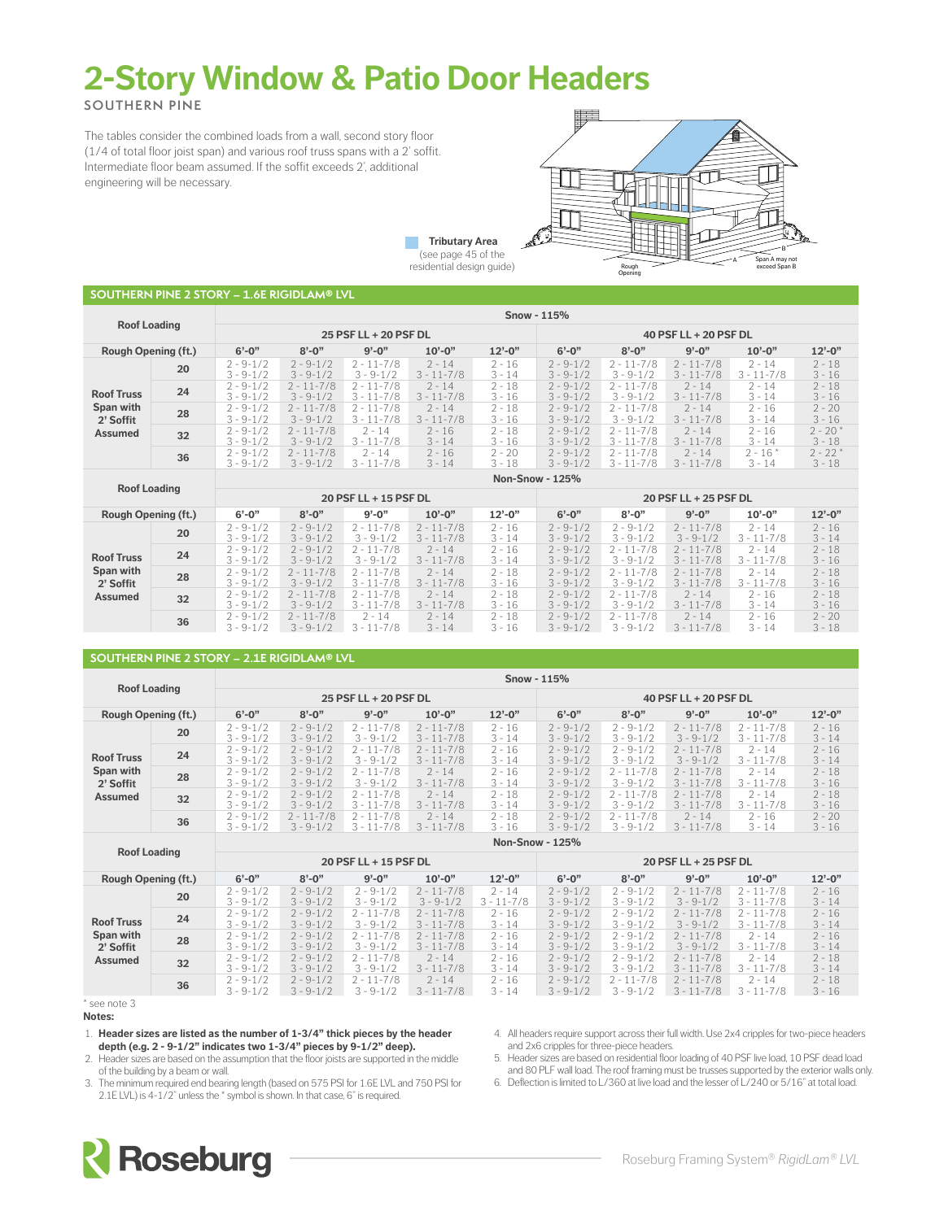# 2-Story Window & Patio Door Headers

SOUTHERN PINE

The tables consider the combined loads from a wall, second story floor (1/4 of total floor joist span) and various roof truss spans with a 2' soffit. Intermediate floor beam assumed. If the soffit exceeds 2', additional engineering will be necessary.

Tributary Area
(see page 45 of the residential design guide)

Rough Opening

Span A may not exceed Span B

## SOUTHERN PINE 2 STORY – 1.6E RIGIDLAM® LVL

| Roof Loading | | Snow - 115% | | | | | | | | | |
|---|---|---|---|---|---|---|---|---|---|---|---|
| | | 25 PSF LL + 20 PSF DL | | | | | 40 PSF LL + 20 PSF DL | | | | |
| Rough Opening (ft.) | | 6'-0" | 8'-0" | 9'-0" | 10'-0" | 12'-0" | 6'-0" | 8'-0" | 9'-0" | 10'-0" | 12'-0" |
| Roof Truss Span with 2' Soffit Assumed | 20 | 2 - 9-1/2<br>3 - 9-1/2 | 2 - 9-1/2<br>3 - 9-1/2 | 2 - 11-7/8<br>3 - 9-1/2 | 2 - 14<br>3 - 11-7/8 | 2 - 16<br>3 - 14 | 2 - 9-1/2<br>3 - 9-1/2 | 2 - 11-7/8<br>3 - 9-1/2 | 2 - 11-7/8<br>3 - 11-7/8 | 2 - 14<br>3 - 11-7/8 | 2 - 18<br>3 - 16 |
| | 24 | 2 - 9-1/2<br>3 - 9-1/2 | 2 - 11-7/8<br>3 - 9-1/2 | 2 - 11-7/8<br>3 - 11-7/8 | 2 - 14<br>3 - 11-7/8 | 2 - 18<br>3 - 16 | 2 - 9-1/2<br>3 - 9-1/2 | 2 - 11-7/8<br>3 - 9-1/2 | 2 - 14<br>3 - 11-7/8 | 2 - 14<br>3 - 14 | 2 - 18<br>3 - 16 |
| | 28 | 2 - 9-1/2<br>3 - 9-1/2 | 2 - 11-7/8<br>3 - 9-1/2 | 2 - 11-7/8<br>3 - 11-7/8 | 2 - 14<br>3 - 11-7/8 | 2 - 18<br>3 - 16 | 2 - 9-1/2<br>3 - 9-1/2 | 2 - 11-7/8<br>3 - 9-1/2 | 2 - 14<br>3 - 11-7/8 | 2 - 16<br>3 - 14 | 2 - 20<br>3 - 16 |
| | 32 | 2 - 9-1/2<br>3 - 9-1/2 | 2 - 11-7/8<br>3 - 9-1/2 | 2 - 14<br>3 - 11-7/8 | 2 - 16<br>3 - 14 | 2 - 18<br>3 - 16 | 2 - 9-1/2<br>3 - 9-1/2 | 2 - 11-7/8<br>3 - 11-7/8 | 2 - 14<br>3 - 11-7/8 | 2 - 16<br>3 - 14 | 2 - 20 *<br>3 - 18 |
| | 36 | 2 - 9-1/2<br>3 - 9-1/2 | 2 - 11-7/8<br>3 - 9-1/2 | 2 - 14<br>3 - 11-7/8 | 2 - 16<br>3 - 14 | 2 - 20<br>3 - 18 | 2 - 9-1/2<br>3 - 9-1/2 | 2 - 11-7/8<br>3 - 11-7/8 | 2 - 14<br>3 - 11-7/8 | 2 - 16 *<br>3 - 14 | 2 - 22 *<br>3 - 18 |
| Roof Loading | | Non-Snow - 125% | | | | | | | | | |
| | | 20 PSF LL + 15 PSF DL | | | | | 20 PSF LL + 25 PSF DL | | | | |
| Rough Opening (ft.) | | 6'-0" | 8'-0" | 9'-0" | 10'-0" | 12'-0" | 6'-0" | 8'-0" | 9'-0" | 10'-0" | 12'-0" |
| Roof Truss Span with 2' Soffit Assumed | 20 | 2 - 9-1/2<br>3 - 9-1/2 | 2 - 9-1/2<br>3 - 9-1/2 | 2 - 11-7/8<br>3 - 9-1/2 | 2 - 11-7/8<br>3 - 11-7/8 | 2 - 16<br>3 - 14 | 2 - 9-1/2<br>3 - 9-1/2 | 2 - 9-1/2<br>3 - 9-1/2 | 2 - 11-7/8<br>3 - 9-1/2 | 2 - 14<br>3 - 11-7/8 | 2 - 16<br>3 - 14 |
| | 24 | 2 - 9-1/2<br>3 - 9-1/2 | 2 - 9-1/2<br>3 - 9-1/2 | 2 - 11-7/8<br>3 - 9-1/2 | 2 - 14<br>3 - 11-7/8 | 2 - 16<br>3 - 14 | 2 - 9-1/2<br>3 - 9-1/2 | 2 - 11-7/8<br>3 - 9-1/2 | 2 - 11-7/8<br>3 - 11-7/8 | 2 - 14<br>3 - 11-7/8 | 2 - 18<br>3 - 16 |
| | 28 | 2 - 9-1/2<br>3 - 9-1/2 | 2 - 11-7/8<br>3 - 9-1/2 | 2 - 11-7/8<br>3 - 11-7/8 | 2 - 14<br>3 - 11-7/8 | 2 - 18<br>3 - 16 | 2 - 9-1/2<br>3 - 9-1/2 | 2 - 11-7/8<br>3 - 9-1/2 | 2 - 11-7/8<br>3 - 11-7/8 | 2 - 14<br>3 - 11-7/8 | 2 - 18<br>3 - 16 |
| | 32 | 2 - 9-1/2<br>3 - 9-1/2 | 2 - 11-7/8<br>3 - 9-1/2 | 2 - 11-7/8<br>3 - 11-7/8 | 2 - 14<br>3 - 11-7/8 | 2 - 18<br>3 - 16 | 2 - 9-1/2<br>3 - 9-1/2 | 2 - 11-7/8<br>3 - 9-1/2 | 2 - 14<br>3 - 11-7/8 | 2 - 16<br>3 - 14 | 2 - 18<br>3 - 16 |
| | 36 | 2 - 9-1/2<br>3 - 9-1/2 | 2 - 11-7/8<br>3 - 9-1/2 | 2 - 14<br>3 - 11-7/8 | 2 - 14<br>3 - 14 | 2 - 18<br>3 - 16 | 2 - 9-1/2<br>3 - 9-1/2 | 2 - 11-7/8<br>3 - 9-1/2 | 2 - 14<br>3 - 11-7/8 | 2 - 16<br>3 - 14 | 2 - 20<br>3 - 18 |

## SOUTHERN PINE 2 STORY – 2.1E RIGIDLAM® LVL

| Roof Loading | | Snow - 115% | | | | | | | | | |
|---|---|---|---|---|---|---|---|---|---|---|---|
| | | 25 PSF LL + 20 PSF DL | | | | | 40 PSF LL + 20 PSF DL | | | | |
| Rough Opening (ft.) | | 6'-0" | 8'-0" | 9'-0" | 10'-0" | 12'-0" | 6'-0" | 8'-0" | 9'-0" | 10'-0" | 12'-0" |
| Roof Truss Span with 2' Soffit Assumed | 20 | 2 - 9-1/2<br>3 - 9-1/2 | 2 - 9-1/2<br>3 - 9-1/2 | 2 - 11-7/8<br>3 - 9-1/2 | 2 - 11-7/8<br>3 - 11-7/8 | 2 - 16<br>3 - 14 | 2 - 9-1/2<br>3 - 9-1/2 | 2 - 9-1/2<br>3 - 9-1/2 | 2 - 11-7/8<br>3 - 9-1/2 | 2 - 11-7/8<br>3 - 11-7/8 | 2 - 16<br>3 - 14 |
| | 24 | 2 - 9-1/2<br>3 - 9-1/2 | 2 - 9-1/2<br>3 - 9-1/2 | 2 - 11-7/8<br>3 - 9-1/2 | 2 - 11-7/8<br>3 - 11-7/8 | 2 - 16<br>3 - 14 | 2 - 9-1/2<br>3 - 9-1/2 | 2 - 9-1/2<br>3 - 9-1/2 | 2 - 11-7/8<br>3 - 9-1/2 | 2 - 14<br>3 - 11-7/8 | 2 - 16<br>3 - 14 |
| | 28 | 2 - 9-1/2<br>3 - 9-1/2 | 2 - 9-1/2<br>3 - 9-1/2 | 2 - 11-7/8<br>3 - 9-1/2 | 2 - 14<br>3 - 11-7/8 | 2 - 16<br>3 - 14 | 2 - 9-1/2<br>3 - 9-1/2 | 2 - 11-7/8<br>3 - 9-1/2 | 2 - 11-7/8<br>3 - 11-7/8 | 2 - 14<br>3 - 11-7/8 | 2 - 18<br>3 - 16 |
| | 32 | 2 - 9-1/2<br>3 - 9-1/2 | 2 - 9-1/2<br>3 - 9-1/2 | 2 - 11-7/8<br>3 - 11-7/8 | 2 - 14<br>3 - 11-7/8 | 2 - 18<br>3 - 14 | 2 - 9-1/2<br>3 - 9-1/2 | 2 - 11-7/8<br>3 - 9-1/2 | 2 - 11-7/8<br>3 - 11-7/8 | 2 - 14<br>3 - 11-7/8 | 2 - 18<br>3 - 16 |
| | 36 | 2 - 9-1/2<br>3 - 9-1/2 | 2 - 11-7/8<br>3 - 9-1/2 | 2 - 11-7/8<br>3 - 11-7/8 | 2 - 14<br>3 - 11-7/8 | 2 - 18<br>3 - 16 | 2 - 9-1/2<br>3 - 9-1/2 | 2 - 11-7/8<br>3 - 9-1/2 | 2 - 14<br>3 - 11-7/8 | 2 - 16<br>3 - 14 | 2 - 20<br>3 - 16 |
| Roof Loading | | Non-Snow - 125% | | | | | | | | | |
| | | 20 PSF LL + 15 PSF DL | | | | | 20 PSF LL + 25 PSF DL | | | | |
| Rough Opening (ft.) | | 6'-0" | 8'-0" | 9'-0" | 10'-0" | 12'-0" | 6'-0" | 8'-0" | 9'-0" | 10'-0" | 12'-0" |
| Roof Truss Span with 2' Soffit Assumed | 20 | 2 - 9-1/2<br>3 - 9-1/2 | 2 - 9-1/2<br>3 - 9-1/2 | 2 - 9-1/2<br>3 - 9-1/2 | 2 - 11-7/8<br>3 - 9-1/2 | 2 - 14<br>3 - 11-7/8 | 2 - 9-1/2<br>3 - 9-1/2 | 2 - 9-1/2<br>3 - 9-1/2 | 2 - 11-7/8<br>3 - 9-1/2 | 2 - 11-7/8<br>3 - 11-7/8 | 2 - 16<br>3 - 14 |
| | 24 | 2 - 9-1/2<br>3 - 9-1/2 | 2 - 9-1/2<br>3 - 9-1/2 | 2 - 11-7/8<br>3 - 9-1/2 | 2 - 11-7/8<br>3 - 11-7/8 | 2 - 16<br>3 - 14 | 2 - 9-1/2<br>3 - 9-1/2 | 2 - 9-1/2<br>3 - 9-1/2 | 2 - 11-7/8<br>3 - 9-1/2 | 2 - 11-7/8<br>3 - 11-7/8 | 2 - 16<br>3 - 14 |
| | 28 | 2 - 9-1/2<br>3 - 9-1/2 | 2 - 9-1/2<br>3 - 9-1/2 | 2 - 11-7/8<br>3 - 9-1/2 | 2 - 11-7/8<br>3 - 11-7/8 | 2 - 16<br>3 - 14 | 2 - 9-1/2<br>3 - 9-1/2 | 2 - 9-1/2<br>3 - 9-1/2 | 2 - 11-7/8<br>3 - 9-1/2 | 2 - 14<br>3 - 11-7/8 | 2 - 16<br>3 - 14 |
| | 32 | 2 - 9-1/2<br>3 - 9-1/2 | 2 - 9-1/2<br>3 - 9-1/2 | 2 - 11-7/8<br>3 - 9-1/2 | 2 - 14<br>3 - 11-7/8 | 2 - 16<br>3 - 14 | 2 - 9-1/2<br>3 - 9-1/2 | 2 - 9-1/2<br>3 - 9-1/2 | 2 - 11-7/8<br>3 - 11-7/8 | 2 - 14<br>3 - 11-7/8 | 2 - 18<br>3 - 14 |
| | 36 | 2 - 9-1/2<br>3 - 9-1/2 | 2 - 9-1/2<br>3 - 9-1/2 | 2 - 11-7/8<br>3 - 9-1/2 | 2 - 14<br>3 - 11-7/8 | 2 - 16<br>3 - 14 | 2 - 9-1/2<br>3 - 9-1/2 | 2 - 11-7/8<br>3 - 9-1/2 | 2 - 11-7/8<br>3 - 11-7/8 | 2 - 14<br>3 - 11-7/8 | 2 - 18<br>3 - 16 |

\* see note 3

**Notes:**

1. **Header sizes are listed as the number of 1-3/4" thick pieces by the header depth (e.g. 2 - 9-1/2" indicates two 1-3/4" pieces by 9-1/2" deep).**
2. Header sizes are based on the assumption that the floor joists are supported in the middle of the building by a beam or wall.
3. The minimum required end bearing length (based on 575 PSI for 1.6E LVL and 750 PSI for 2.1E LVL) is 4-1/2" unless the * symbol is shown. In that case, 6" is required.
4. All headers require support across their full width. Use 2x4 cripples for two-piece headers and 2x6 cripples for three-piece headers.
5. Header sizes are based on residential floor loading of 40 PSF live load, 10 PSF dead load and 80 PLF wall load. The roof framing must be trusses supported by the exterior walls only.
6. Deflection is limited to L/360 at live load and the lesser of L/240 or 5/16" at total load.

Roseburg

Roseburg Framing System® *RigidLam® LVL*